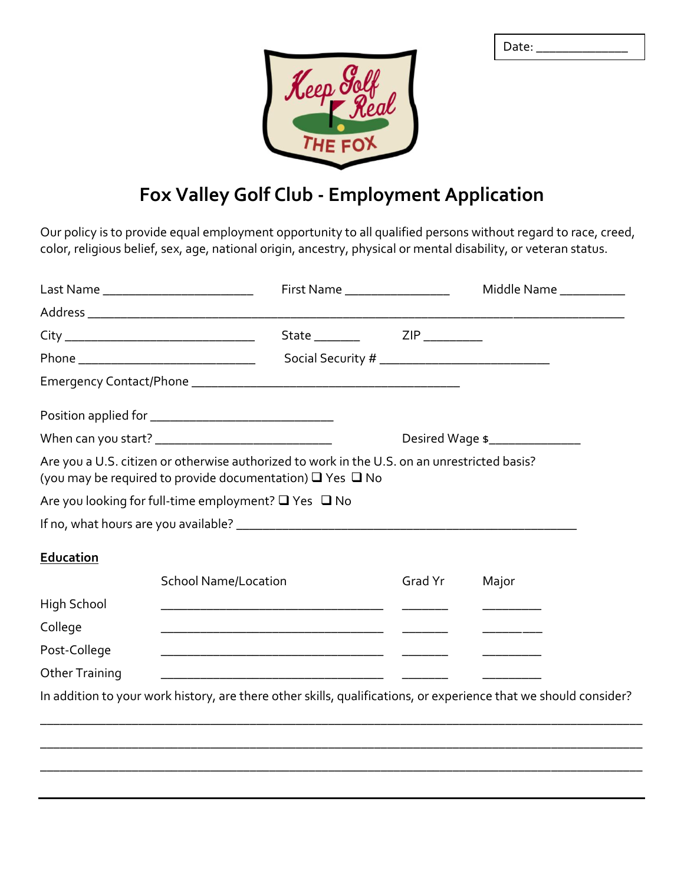Date: ______________

Keep Golf Real
THE FOX

# Fox Valley Golf Club - Employment Application

Our policy is to provide equal employment opportunity to all qualified persons without regard to race, creed, color, religious belief, sex, age, national origin, ancestry, physical or mental disability, or veteran status.

Last Name ______________________ First Name ________________ Middle Name __________

Address ____________________________________________________________________

City ____________________________ State _______ ZIP _________

Phone ___________________________ Social Security # __________________________

Emergency Contact/Phone _________________________________________

Position applied for ____________________________

When can you start? ___________________________ Desired Wage $______________

Are you a U.S. citizen or otherwise authorized to work in the U.S. on an unrestricted basis? (you may be required to provide documentation) ❑ Yes ❑ No

Are you looking for full-time employment? ❑ Yes ❑ No

If no, what hours are you available? ____________________________________________________

**<u>Education</u>**

| | School Name/Location | Grad Yr | Major |
|---|---|---|---|
| High School | ________________________________ | _______ | _________ |
| College | ________________________________ | _______ | _________ |
| Post-College | ________________________________ | _______ | _________ |
| Other Training | ________________________________ | _______ | _________ |

In addition to your work history, are there other skills, qualifications, or experience that we should consider?

______________________________________________________________________________________

______________________________________________________________________________________

______________________________________________________________________________________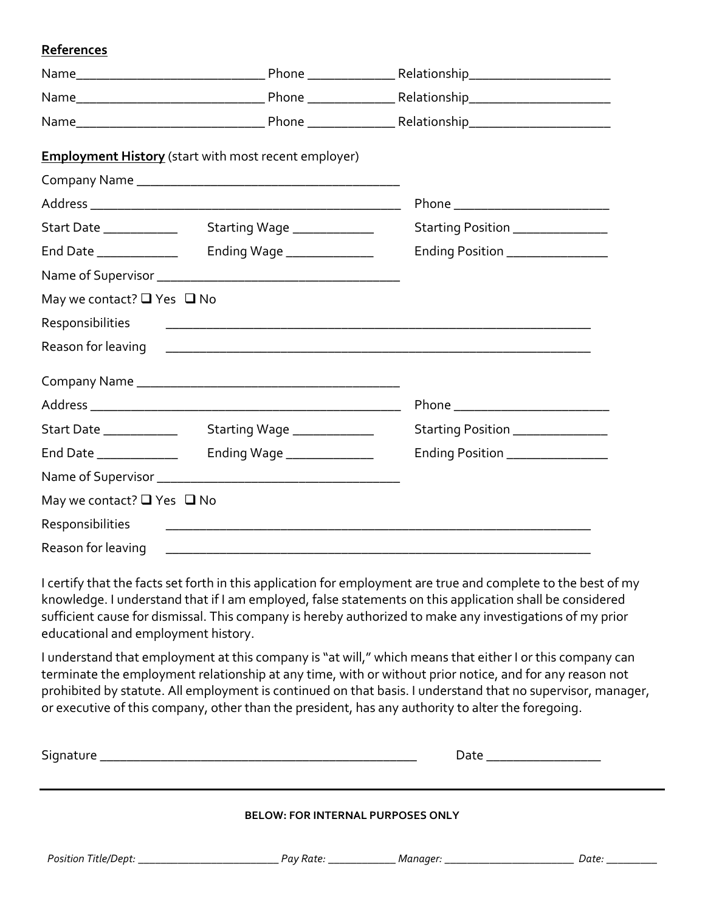**References**

Name____________________________ Phone _____________ Relationship_____________________

Name____________________________ Phone _____________ Relationship_____________________

Name____________________________ Phone _____________ Relationship_____________________

**Employment History** (start with most recent employer)

Company Name _______________________________________

Address _____________________________________________ Phone _______________________

Start Date ___________ Starting Wage ____________ Starting Position ______________

End Date ____________ Ending Wage _____________ Ending Position _______________

Name of Supervisor __________________________________

May we contact? ❑ Yes ❑ No

Responsibilities _______________________________________________________________

Reason for leaving _______________________________________________________________

Company Name _______________________________________

Address _____________________________________________ Phone _______________________

Start Date ___________ Starting Wage ____________ Starting Position ______________

End Date ____________ Ending Wage _____________ Ending Position _______________

Name of Supervisor __________________________________

May we contact? ❑ Yes ❑ No

Responsibilities _______________________________________________________________

Reason for leaving _______________________________________________________________

I certify that the facts set forth in this application for employment are true and complete to the best of my knowledge. I understand that if I am employed, false statements on this application shall be considered sufficient cause for dismissal. This company is hereby authorized to make any investigations of my prior educational and employment history.

I understand that employment at this company is "at will," which means that either I or this company can terminate the employment relationship at any time, with or without prior notice, and for any reason not prohibited by statute. All employment is continued on that basis. I understand that no supervisor, manager, or executive of this company, other than the president, has any authority to alter the foregoing.

Signature _______________________________________________ Date ________________

---

**BELOW: FOR INTERNAL PURPOSES ONLY**

*Position Title/Dept:* ________________________ *Pay Rate:* ____________ *Manager:* ______________________ *Date:* _________